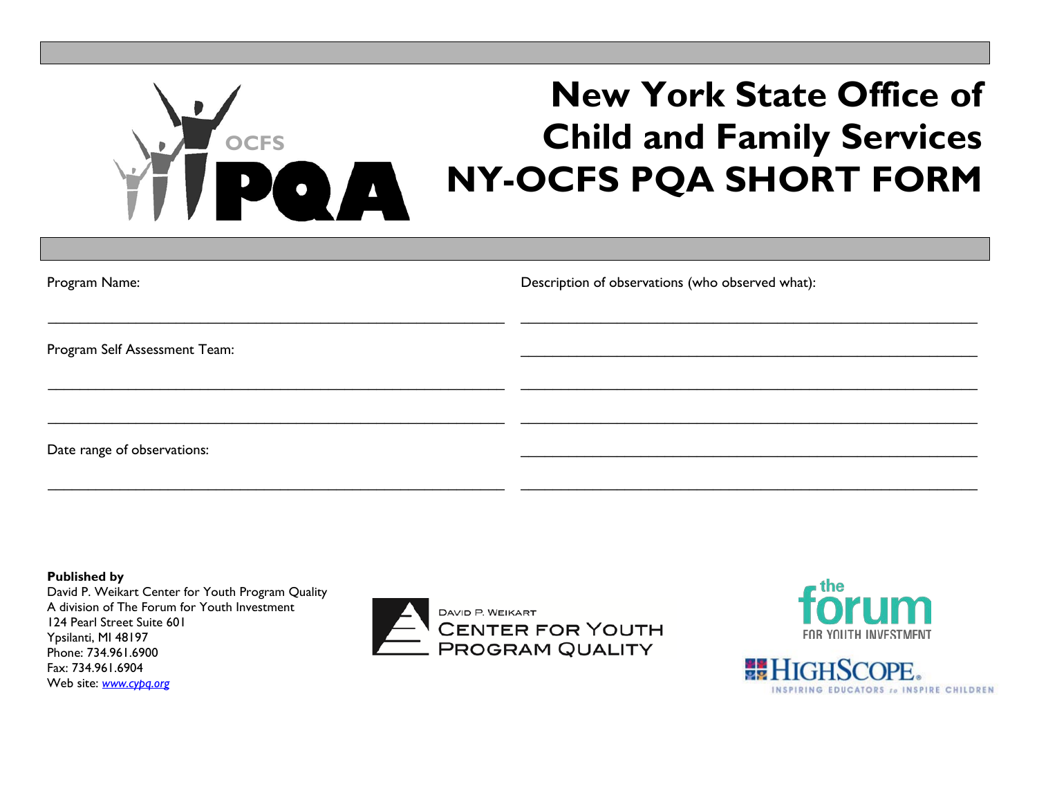# New York State Office of Child and Family Services
# NY-OCFS PQA SHORT FORM

Program Name:

\_\_\_\_\_\_\_\_\_\_\_\_\_\_\_\_\_\_\_\_\_\_\_\_\_\_\_\_\_\_\_\_\_\_\_\_\_\_\_\_\_\_\_\_\_\_\_\_

Program Self Assessment Team:

\_\_\_\_\_\_\_\_\_\_\_\_\_\_\_\_\_\_\_\_\_\_\_\_\_\_\_\_\_\_\_\_\_\_\_\_\_\_\_\_\_\_\_\_\_\_\_\_

\_\_\_\_\_\_\_\_\_\_\_\_\_\_\_\_\_\_\_\_\_\_\_\_\_\_\_\_\_\_\_\_\_\_\_\_\_\_\_\_\_\_\_\_\_\_\_\_

Date range of observations:

\_\_\_\_\_\_\_\_\_\_\_\_\_\_\_\_\_\_\_\_\_\_\_\_\_\_\_\_\_\_\_\_\_\_\_\_\_\_\_\_\_\_\_\_\_\_\_\_

Description of observations (who observed what):

\_\_\_\_\_\_\_\_\_\_\_\_\_\_\_\_\_\_\_\_\_\_\_\_\_\_\_\_\_\_\_\_\_\_\_\_\_\_\_\_\_\_\_\_\_\_\_\_

\_\_\_\_\_\_\_\_\_\_\_\_\_\_\_\_\_\_\_\_\_\_\_\_\_\_\_\_\_\_\_\_\_\_\_\_\_\_\_\_\_\_\_\_\_\_\_\_

\_\_\_\_\_\_\_\_\_\_\_\_\_\_\_\_\_\_\_\_\_\_\_\_\_\_\_\_\_\_\_\_\_\_\_\_\_\_\_\_\_\_\_\_\_\_\_\_

\_\_\_\_\_\_\_\_\_\_\_\_\_\_\_\_\_\_\_\_\_\_\_\_\_\_\_\_\_\_\_\_\_\_\_\_\_\_\_\_\_\_\_\_\_\_\_\_

\_\_\_\_\_\_\_\_\_\_\_\_\_\_\_\_\_\_\_\_\_\_\_\_\_\_\_\_\_\_\_\_\_\_\_\_\_\_\_\_\_\_\_\_\_\_\_\_

\_\_\_\_\_\_\_\_\_\_\_\_\_\_\_\_\_\_\_\_\_\_\_\_\_\_\_\_\_\_\_\_\_\_\_\_\_\_\_\_\_\_\_\_\_\_\_\_

**Published by**
David P. Weikart Center for Youth Program Quality
A division of The Forum for Youth Investment
124 Pearl Street Suite 601
Ypsilanti, MI 48197
Phone: 734.961.6900
Fax: 734.961.6904
Web site: *www.cypq.org*

David P. Weikart Center for Youth Program Quality

the forum for Youth Investment

HighScope® Inspiring Educators to Inspire Children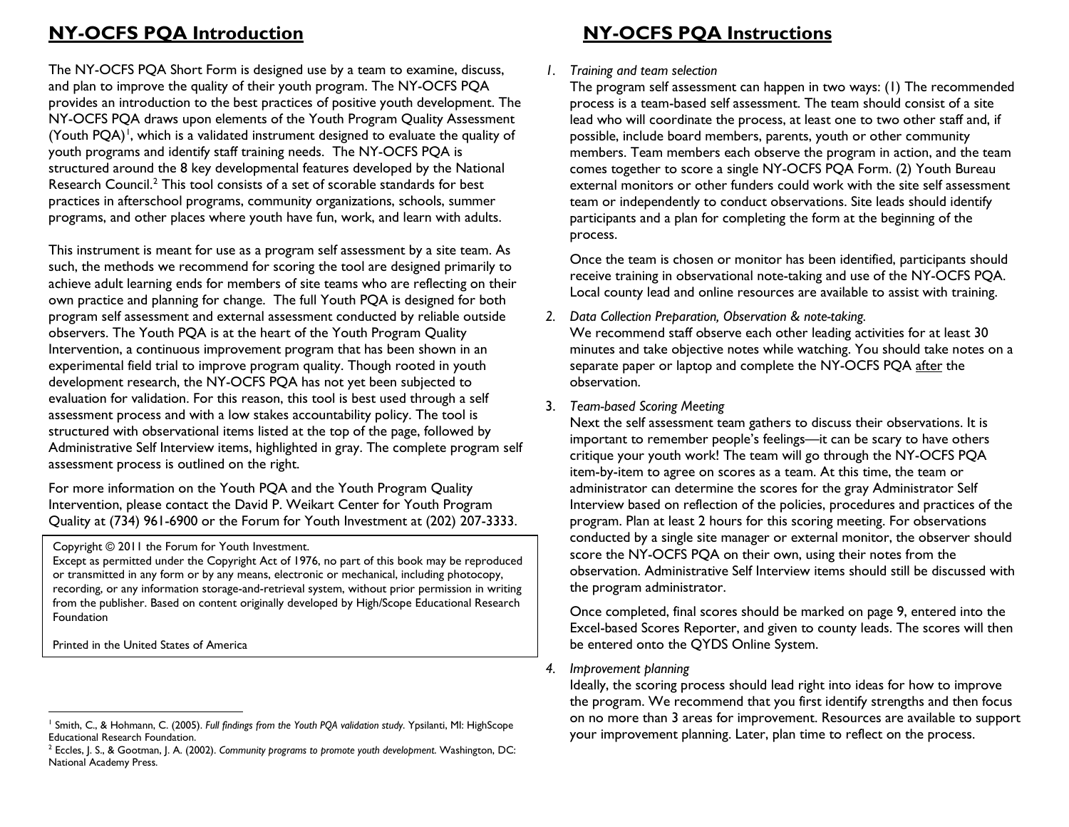## NY-OCFS PQA Introduction

The NY-OCFS PQA Short Form is designed use by a team to examine, discuss, and plan to improve the quality of their youth program. The NY-OCFS PQA provides an introduction to the best practices of positive youth development. The NY-OCFS PQA draws upon elements of the Youth Program Quality Assessment (Youth PQA)[1], which is a validated instrument designed to evaluate the quality of youth programs and identify staff training needs. The NY-OCFS PQA is structured around the 8 key developmental features developed by the National Research Council.[2] This tool consists of a set of scorable standards for best practices in afterschool programs, community organizations, schools, summer programs, and other places where youth have fun, work, and learn with adults.

This instrument is meant for use as a program self assessment by a site team. As such, the methods we recommend for scoring the tool are designed primarily to achieve adult learning ends for members of site teams who are reflecting on their own practice and planning for change. The full Youth PQA is designed for both program self assessment and external assessment conducted by reliable outside observers. The Youth PQA is at the heart of the Youth Program Quality Intervention, a continuous improvement program that has been shown in an experimental field trial to improve program quality. Though rooted in youth development research, the NY-OCFS PQA has not yet been subjected to evaluation for validation. For this reason, this tool is best used through a self assessment process and with a low stakes accountability policy. The tool is structured with observational items listed at the top of the page, followed by Administrative Self Interview items, highlighted in gray. The complete program self assessment process is outlined on the right.

For more information on the Youth PQA and the Youth Program Quality Intervention, please contact the David P. Weikart Center for Youth Program Quality at (734) 961-6900 or the Forum for Youth Investment at (202) 207-3333.

Copyright © 2011 the Forum for Youth Investment.
Except as permitted under the Copyright Act of 1976, no part of this book may be reproduced or transmitted in any form or by any means, electronic or mechanical, including photocopy, recording, or any information storage-and-retrieval system, without prior permission in writing from the publisher. Based on content originally developed by High/Scope Educational Research Foundation

Printed in the United States of America

[1] Smith, C., & Hohmann, C. (2005). *Full findings from the Youth PQA validation study.* Ypsilanti, MI: HighScope Educational Research Foundation.

[2] Eccles, J. S., & Gootman, J. A. (2002). *Community programs to promote youth development.* Washington, DC: National Academy Press.

## NY-OCFS PQA Instructions

1. *Training and team selection*
   The program self assessment can happen in two ways: (1) The recommended process is a team-based self assessment. The team should consist of a site lead who will coordinate the process, at least one to two other staff and, if possible, include board members, parents, youth or other community members. Team members each observe the program in action, and the team comes together to score a single NY-OCFS PQA Form. (2) Youth Bureau external monitors or other funders could work with the site self assessment team or independently to conduct observations. Site leads should identify participants and a plan for completing the form at the beginning of the process.

   Once the team is chosen or monitor has been identified, participants should receive training in observational note-taking and use of the NY-OCFS PQA. Local county lead and online resources are available to assist with training.

2. *Data Collection Preparation, Observation & note-taking.*
   We recommend staff observe each other leading activities for at least 30 minutes and take objective notes while watching. You should take notes on a separate paper or laptop and complete the NY-OCFS PQA <u>after</u> the observation.

3. *Team-based Scoring Meeting*
   Next the self assessment team gathers to discuss their observations. It is important to remember people's feelings—it can be scary to have others critique your youth work! The team will go through the NY-OCFS PQA item-by-item to agree on scores as a team. At this time, the team or administrator can determine the scores for the gray Administrator Self Interview based on reflection of the policies, procedures and practices of the program. Plan at least 2 hours for this scoring meeting. For observations conducted by a single site manager or external monitor, the observer should score the NY-OCFS PQA on their own, using their notes from the observation. Administrative Self Interview items should still be discussed with the program administrator.

   Once completed, final scores should be marked on page 9, entered into the Excel-based Scores Reporter, and given to county leads. The scores will then be entered onto the QYDS Online System.

4. *Improvement planning*
   Ideally, the scoring process should lead right into ideas for how to improve the program. We recommend that you first identify strengths and then focus on no more than 3 areas for improvement. Resources are available to support your improvement planning. Later, plan time to reflect on the process.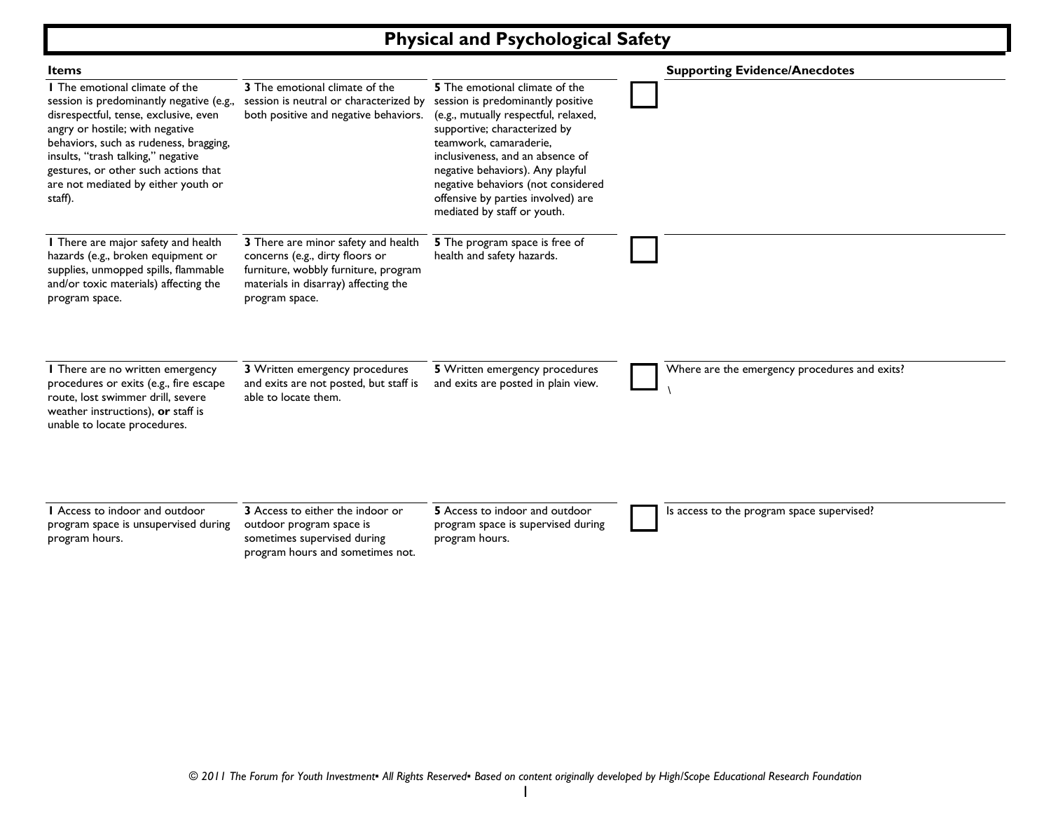# Physical and Psychological Safety

| Items | | | | Supporting Evidence/Anecdotes |
|---|---|---|---|---|
| **1** The emotional climate of the session is predominantly negative (e.g., disrespectful, tense, exclusive, even angry or hostile; with negative behaviors, such as rudeness, bragging, insults, "trash talking," negative gestures, or other such actions that are not mediated by either youth or staff). | **3** The emotional climate of the session is neutral or characterized by both positive and negative behaviors. | **5** The emotional climate of the session is predominantly positive (e.g., mutually respectful, relaxed, supportive; characterized by teamwork, camaraderie, inclusiveness, and an absence of negative behaviors). Any playful negative behaviors (not considered offensive by parties involved) are mediated by staff or youth. | ☐ | |
| **1** There are major safety and health hazards (e.g., broken equipment or supplies, unmopped spills, flammable and/or toxic materials) affecting the program space. | **3** There are minor safety and health concerns (e.g., dirty floors or furniture, wobbly furniture, program materials in disarray) affecting the program space. | **5** The program space is free of health and safety hazards. | ☐ | |
| **1** There are no written emergency procedures or exits (e.g., fire escape route, lost swimmer drill, severe weather instructions), **or** staff is unable to locate procedures. | **3** Written emergency procedures and exits are not posted, but staff is able to locate them. | **5** Written emergency procedures and exits are posted in plain view. | ☐ | Where are the emergency procedures and exits? \ |
| **1** Access to indoor and outdoor program space is unsupervised during program hours. | **3** Access to either the indoor or outdoor program space is sometimes supervised during program hours and sometimes not. | **5** Access to indoor and outdoor program space is supervised during program hours. | ☐ | Is access to the program space supervised? |

*© 2011 The Forum for Youth Investment▪ All Rights Reserved▪ Based on content originally developed by High/Scope Educational Research Foundation*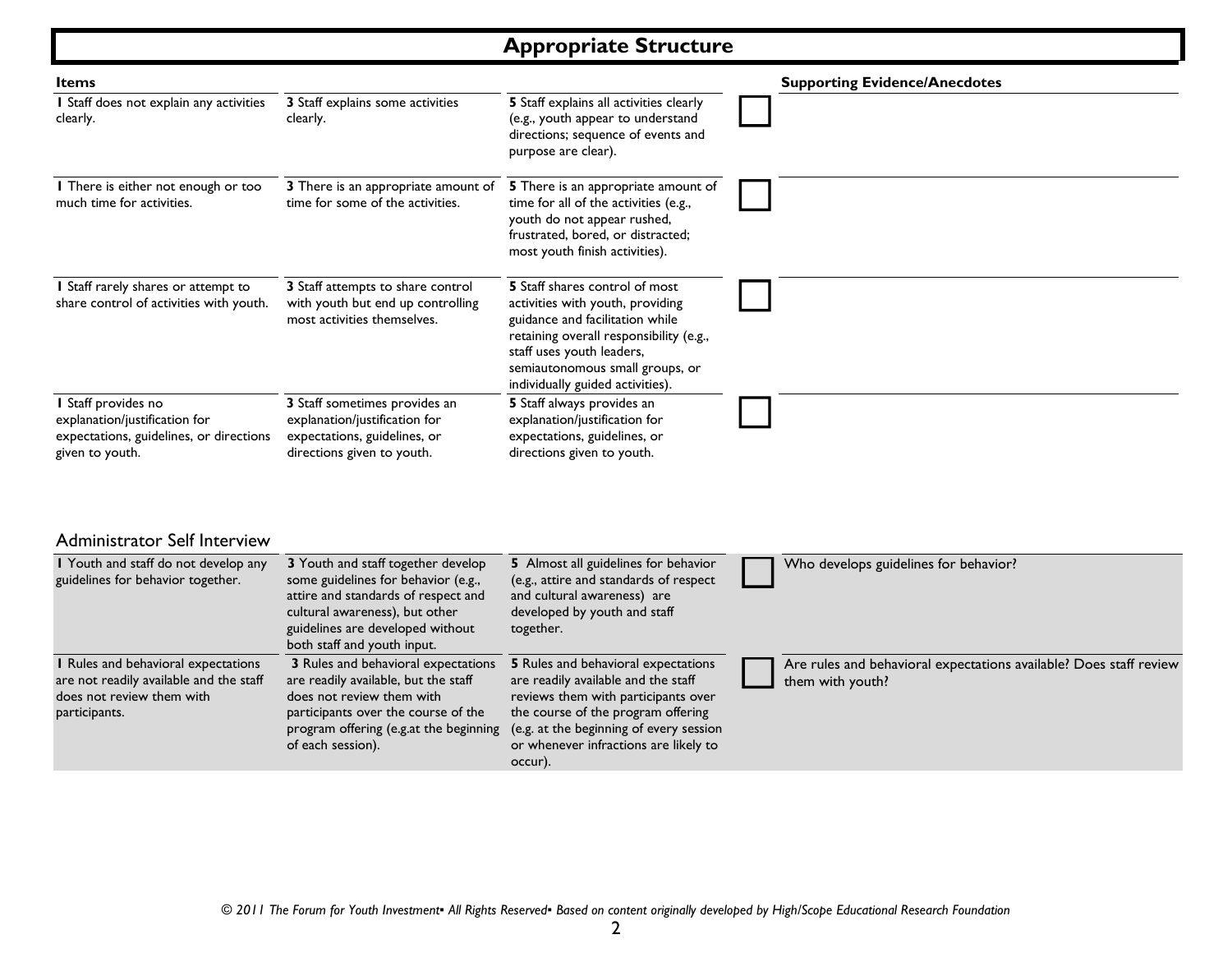# Appropriate Structure

| Items | | | | Supporting Evidence/Anecdotes |
|---|---|---|---|---|
| **1** Staff does not explain any activities clearly. | **3** Staff explains some activities clearly. | **5** Staff explains all activities clearly (e.g., youth appear to understand directions; sequence of events and purpose are clear). | ☐ | |
| **1** There is either not enough or too much time for activities. | **3** There is an appropriate amount of time for some of the activities. | **5** There is an appropriate amount of time for all of the activities (e.g., youth do not appear rushed, frustrated, bored, or distracted; most youth finish activities). | ☐ | |
| **1** Staff rarely shares or attempt to share control of activities with youth. | **3** Staff attempts to share control with youth but end up controlling most activities themselves. | **5** Staff shares control of most activities with youth, providing guidance and facilitation while retaining overall responsibility (e.g., staff uses youth leaders, semiautonomous small groups, or individually guided activities). | ☐ | |
| **1** Staff provides no explanation/justification for expectations, guidelines, or directions given to youth. | **3** Staff sometimes provides an explanation/justification for expectations, guidelines, or directions given to youth. | **5** Staff always provides an explanation/justification for expectations, guidelines, or directions given to youth. | ☐ | |

## Administrator Self Interview

| | | | | |
|---|---|---|---|---|
| **1** Youth and staff do not develop any guidelines for behavior together. | **3** Youth and staff together develop some guidelines for behavior (e.g., attire and standards of respect and cultural awareness), but other guidelines are developed without both staff and youth input. | **5** Almost all guidelines for behavior (e.g., attire and standards of respect and cultural awareness) are developed by youth and staff together. | ☐ | Who develops guidelines for behavior? |
| **1** Rules and behavioral expectations are not readily available and the staff does not review them with participants. | **3** Rules and behavioral expectations are readily available, but the staff does not review them with participants over the course of the program offering (e.g.at the beginning of each session). | **5** Rules and behavioral expectations are readily available and the staff reviews them with participants over the course of the program offering (e.g. at the beginning of every session or whenever infractions are likely to occur). | ☐ | Are rules and behavioral expectations available? Does staff review them with youth? |

*© 2011 The Forum for Youth Investment▪ All Rights Reserved▪ Based on content originally developed by High/Scope Educational Research Foundation*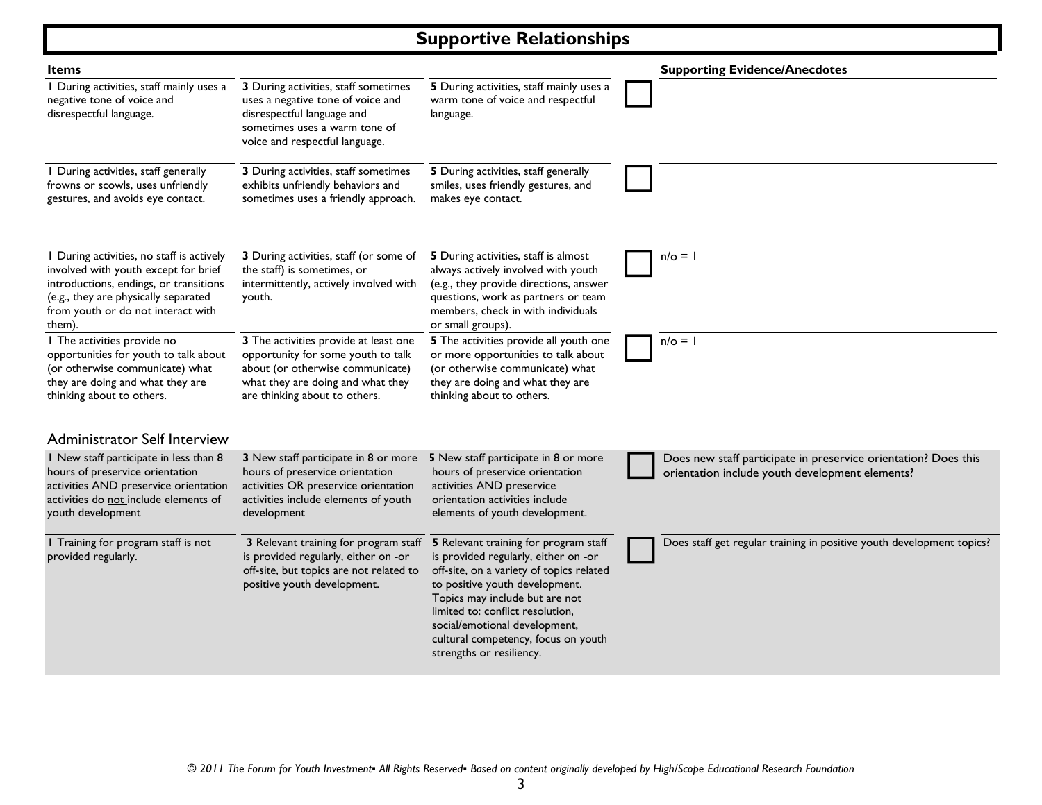# Supportive Relationships

| Items | | | | Supporting Evidence/Anecdotes |
|---|---|---|---|---|
| **1** During activities, staff mainly uses a negative tone of voice and disrespectful language. | **3** During activities, staff sometimes uses a negative tone of voice and disrespectful language and sometimes uses a warm tone of voice and respectful language. | **5** During activities, staff mainly uses a warm tone of voice and respectful language. | ☐ | |
| **1** During activities, staff generally frowns or scowls, uses unfriendly gestures, and avoids eye contact. | **3** During activities, staff sometimes exhibits unfriendly behaviors and sometimes uses a friendly approach. | **5** During activities, staff generally smiles, uses friendly gestures, and makes eye contact. | ☐ | |
| **1** During activities, no staff is actively involved with youth except for brief introductions, endings, or transitions (e.g., they are physically separated from youth or do not interact with them). | **3** During activities, staff (or some of the staff) is sometimes, or intermittently, actively involved with youth. | **5** During activities, staff is almost always actively involved with youth (e.g., they provide directions, answer questions, work as partners or team members, check in with individuals or small groups). | ☐ | n/o = 1 |
| **1** The activities provide no opportunities for youth to talk about (or otherwise communicate) what they are doing and what they are thinking about to others. | **3** The activities provide at least one opportunity for some youth to talk about (or otherwise communicate) what they are doing and what they are thinking about to others. | **5** The activities provide all youth one or more opportunities to talk about (or otherwise communicate) what they are doing and what they are thinking about to others. | ☐ | n/o = 1 |

## Administrator Self Interview

| | | | | |
|---|---|---|---|---|
| **1** New staff participate in less than 8 hours of preservice orientation activities AND preservice orientation activities do not include elements of youth development | **3** New staff participate in 8 or more hours of preservice orientation activities OR preservice orientation activities include elements of youth development | **5** New staff participate in 8 or more hours of preservice orientation activities AND preservice orientation activities include elements of youth development. | ☐ | Does new staff participate in preservice orientation? Does this orientation include youth development elements? |
| **1** Training for program staff is not provided regularly. | **3** Relevant training for program staff is provided regularly, either on -or off-site, but topics are not related to positive youth development. | **5** Relevant training for program staff is provided regularly, either on -or off-site, on a variety of topics related to positive youth development. Topics may include but are not limited to: conflict resolution, social/emotional development, cultural competency, focus on youth strengths or resiliency. | ☐ | Does staff get regular training in positive youth development topics? |

*© 2011 The Forum for Youth Investment▪ All Rights Reserved▪ Based on content originally developed by High/Scope Educational Research Foundation*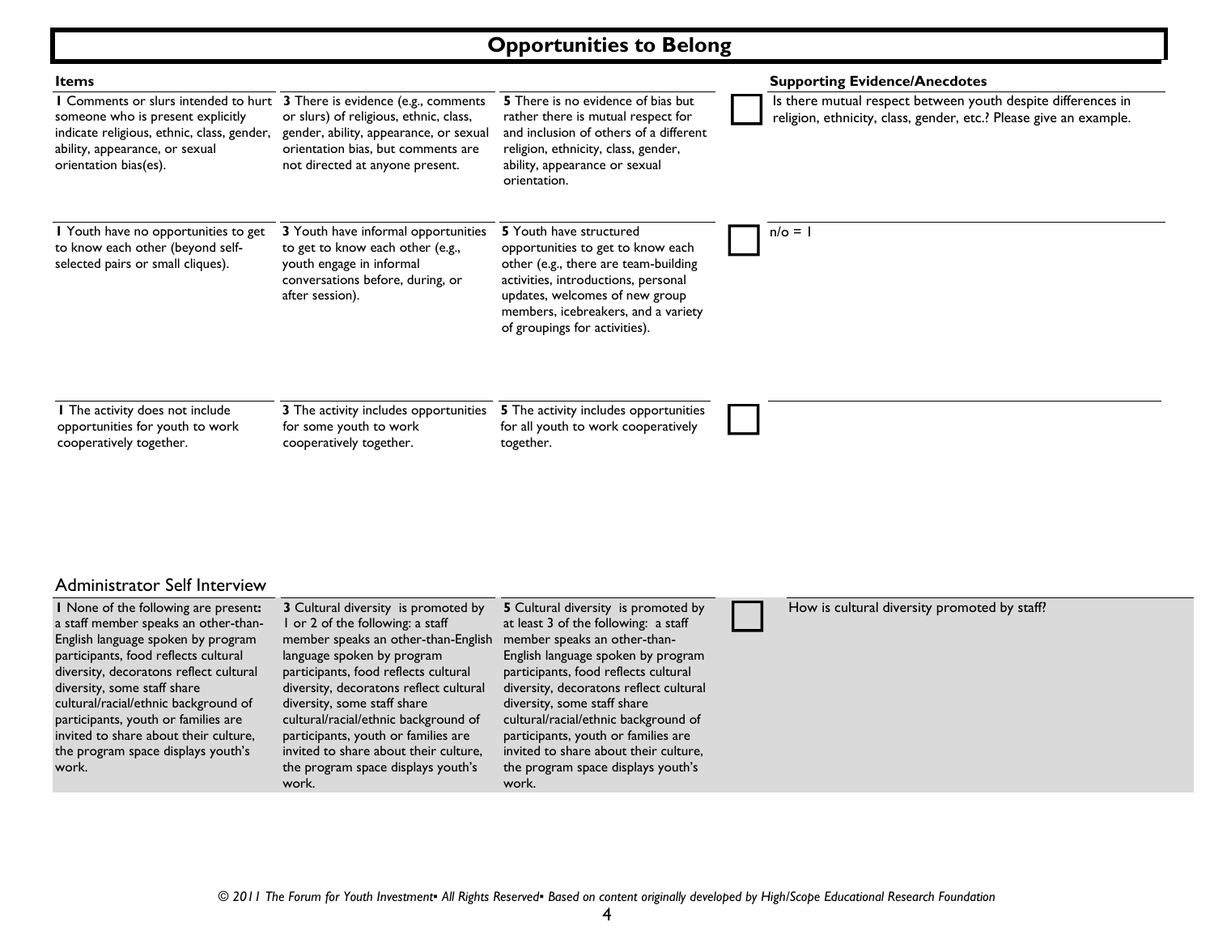## Opportunities to Belong

| Items | | | | Supporting Evidence/Anecdotes |
|---|---|---|---|---|
| **1** Comments or slurs intended to hurt someone who is present explicitly indicate religious, ethnic, class, gender, ability, appearance, or sexual orientation bias(es). | **3** There is evidence (e.g., comments or slurs) of religious, ethnic, class, gender, ability, appearance, or sexual orientation bias, but comments are not directed at anyone present. | **5** There is no evidence of bias but rather there is mutual respect for and inclusion of others of a different religion, ethnicity, class, gender, ability, appearance or sexual orientation. | ☐ | Is there mutual respect between youth despite differences in religion, ethnicity, class, gender, etc.? Please give an example. |
| **1** Youth have no opportunities to get to know each other (beyond self-selected pairs or small cliques). | **3** Youth have informal opportunities to get to know each other (e.g., youth engage in informal conversations before, during, or after session). | **5** Youth have structured opportunities to get to know each other (e.g., there are team-building activities, introductions, personal updates, welcomes of new group members, icebreakers, and a variety of groupings for activities). | ☐ | n/o = 1 |
| **1** The activity does not include opportunities for youth to work cooperatively together. | **3** The activity includes opportunities for some youth to work cooperatively together. | **5** The activity includes opportunities for all youth to work cooperatively together. | ☐ | |

### Administrator Self Interview

| | | | | |
|---|---|---|---|---|
| **1** None of the following are present**:** a staff member speaks an other-than-English language spoken by program participants, food reflects cultural diversity, decoratons reflect cultural diversity, some staff share cultural/racial/ethnic background of participants, youth or families are invited to share about their culture, the program space displays youth's work. | **3** Cultural diversity is promoted by 1 or 2 of the following: a staff member speaks an other-than-English language spoken by program participants, food reflects cultural diversity, decoratons reflect cultural diversity, some staff share cultural/racial/ethnic background of participants, youth or families are invited to share about their culture, the program space displays youth's work. | **5** Cultural diversity is promoted by at least 3 of the following: a staff member speaks an other-than-English language spoken by program participants, food reflects cultural diversity, decoratons reflect cultural diversity, some staff share cultural/racial/ethnic background of participants, youth or families are invited to share about their culture, the program space displays youth's work. | ☐ | How is cultural diversity promoted by staff? |

*© 2011 The Forum for Youth Investment▪ All Rights Reserved▪ Based on content originally developed by High/Scope Educational Research Foundation*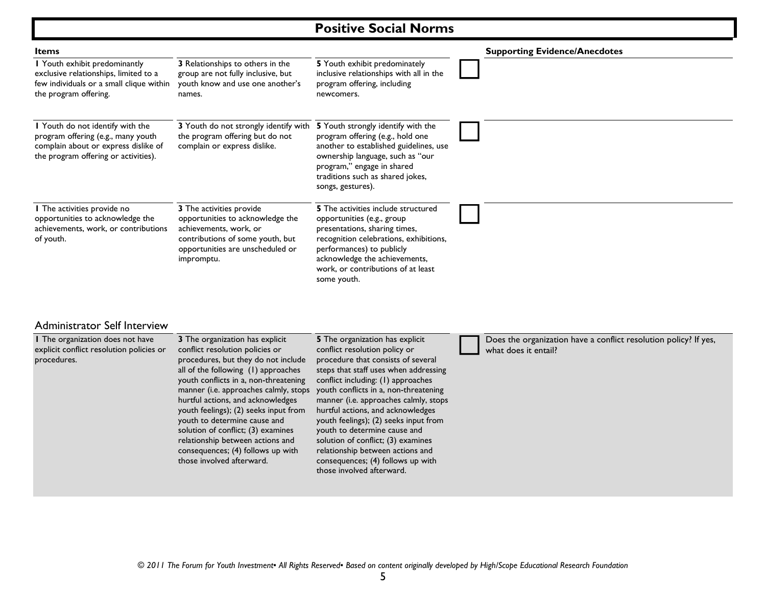# Positive Social Norms

| Items | | | | Supporting Evidence/Anecdotes |
| --- | --- | --- | --- | --- |
| **1** Youth exhibit predominantly exclusive relationships, limited to a few individuals or a small clique within the program offering. | **3** Relationships to others in the group are not fully inclusive, but youth know and use one another's names. | **5** Youth exhibit predominately inclusive relationships with all in the program offering, including newcomers. | ☐ | |
| **1** Youth do not identify with the program offering (e.g., many youth complain about or express dislike of the program offering or activities). | **3** Youth do not strongly identify with the program offering but do not complain or express dislike. | **5** Youth strongly identify with the program offering (e.g., hold one another to established guidelines, use ownership language, such as "our program," engage in shared traditions such as shared jokes, songs, gestures). | ☐ | |
| **1** The activities provide no opportunities to acknowledge the achievements, work, or contributions of youth. | **3** The activities provide opportunities to acknowledge the achievements, work, or contributions of some youth, but opportunities are unscheduled or impromptu. | **5** The activities include structured opportunities (e.g., group presentations, sharing times, recognition celebrations, exhibitions, performances) to publicly acknowledge the achievements, work, or contributions of at least some youth. | ☐ | |

## Administrator Self Interview

| | | | | |
| --- | --- | --- | --- | --- |
| **1** The organization does not have explicit conflict resolution policies or procedures. | **3** The organization has explicit conflict resolution policies or procedures, but they do not include all of the following (1) approaches youth conflicts in a, non-threatening manner (i.e. approaches calmly, stops hurtful actions, and acknowledges youth feelings); (2) seeks input from youth to determine cause and solution of conflict; (3) examines relationship between actions and consequences; (4) follows up with those involved afterward. | **5** The organization has explicit conflict resolution policy or procedure that consists of several steps that staff uses when addressing conflict including: (1) approaches youth conflicts in a, non-threatening manner (i.e. approaches calmly, stops hurtful actions, and acknowledges youth feelings); (2) seeks input from youth to determine cause and solution of conflict; (3) examines relationship between actions and consequences; (4) follows up with those involved afterward. | ☐ | Does the organization have a conflict resolution policy? If yes, what does it entail? |

*© 2011 The Forum for Youth Investment▪ All Rights Reserved▪ Based on content originally developed by High/Scope Educational Research Foundation*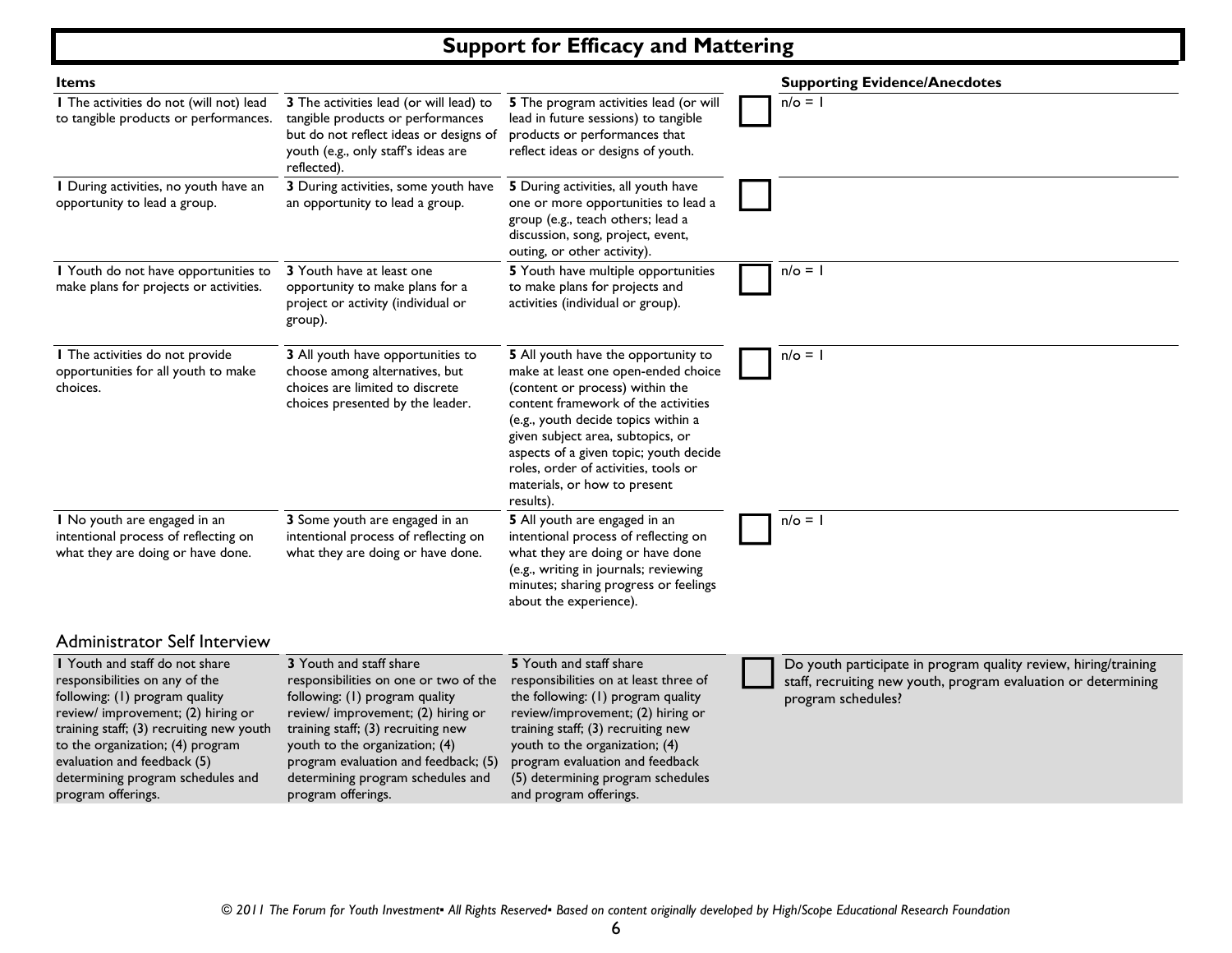# Support for Efficacy and Mattering

| Items | | | | Supporting Evidence/Anecdotes |
|---|---|---|---|---|
| **1** The activities do not (will not) lead to tangible products or performances. | **3** The activities lead (or will lead) to tangible products or performances but do not reflect ideas or designs of youth (e.g., only staff's ideas are reflected). | **5** The program activities lead (or will lead in future sessions) to tangible products or performances that reflect ideas or designs of youth. | ☐ | n/o = 1 |
| **1** During activities, no youth have an opportunity to lead a group. | **3** During activities, some youth have an opportunity to lead a group. | **5** During activities, all youth have one or more opportunities to lead a group (e.g., teach others; lead a discussion, song, project, event, outing, or other activity). | ☐ | |
| **1** Youth do not have opportunities to make plans for projects or activities. | **3** Youth have at least one opportunity to make plans for a project or activity (individual or group). | **5** Youth have multiple opportunities to make plans for projects and activities (individual or group). | ☐ | n/o = 1 |
| **1** The activities do not provide opportunities for all youth to make choices. | **3** All youth have opportunities to choose among alternatives, but choices are limited to discrete choices presented by the leader. | **5** All youth have the opportunity to make at least one open-ended choice (content or process) within the content framework of the activities (e.g., youth decide topics within a given subject area, subtopics, or aspects of a given topic; youth decide roles, order of activities, tools or materials, or how to present results). | ☐ | n/o = 1 |
| **1** No youth are engaged in an intentional process of reflecting on what they are doing or have done. | **3** Some youth are engaged in an intentional process of reflecting on what they are doing or have done. | **5** All youth are engaged in an intentional process of reflecting on what they are doing or have done (e.g., writing in journals; reviewing minutes; sharing progress or feelings about the experience). | ☐ | n/o = 1 |

## Administrator Self Interview

| | | | | |
|---|---|---|---|---|
| **1** Youth and staff do not share responsibilities on any of the following: (1) program quality review/ improvement; (2) hiring or training staff; (3) recruiting new youth to the organization; (4) program evaluation and feedback (5) determining program schedules and program offerings. | **3** Youth and staff share responsibilities on one or two of the following: (1) program quality review/ improvement; (2) hiring or training staff; (3) recruiting new youth to the organization; (4) program evaluation and feedback; (5) determining program schedules and program offerings. | **5** Youth and staff share responsibilities on at least three of the following: (1) program quality review/improvement; (2) hiring or training staff; (3) recruiting new youth to the organization; (4) program evaluation and feedback (5) determining program schedules and program offerings. | ☐ | Do youth participate in program quality review, hiring/training staff, recruiting new youth, program evaluation or determining program schedules? |

*© 2011 The Forum for Youth Investment▪ All Rights Reserved▪ Based on content originally developed by High/Scope Educational Research Foundation*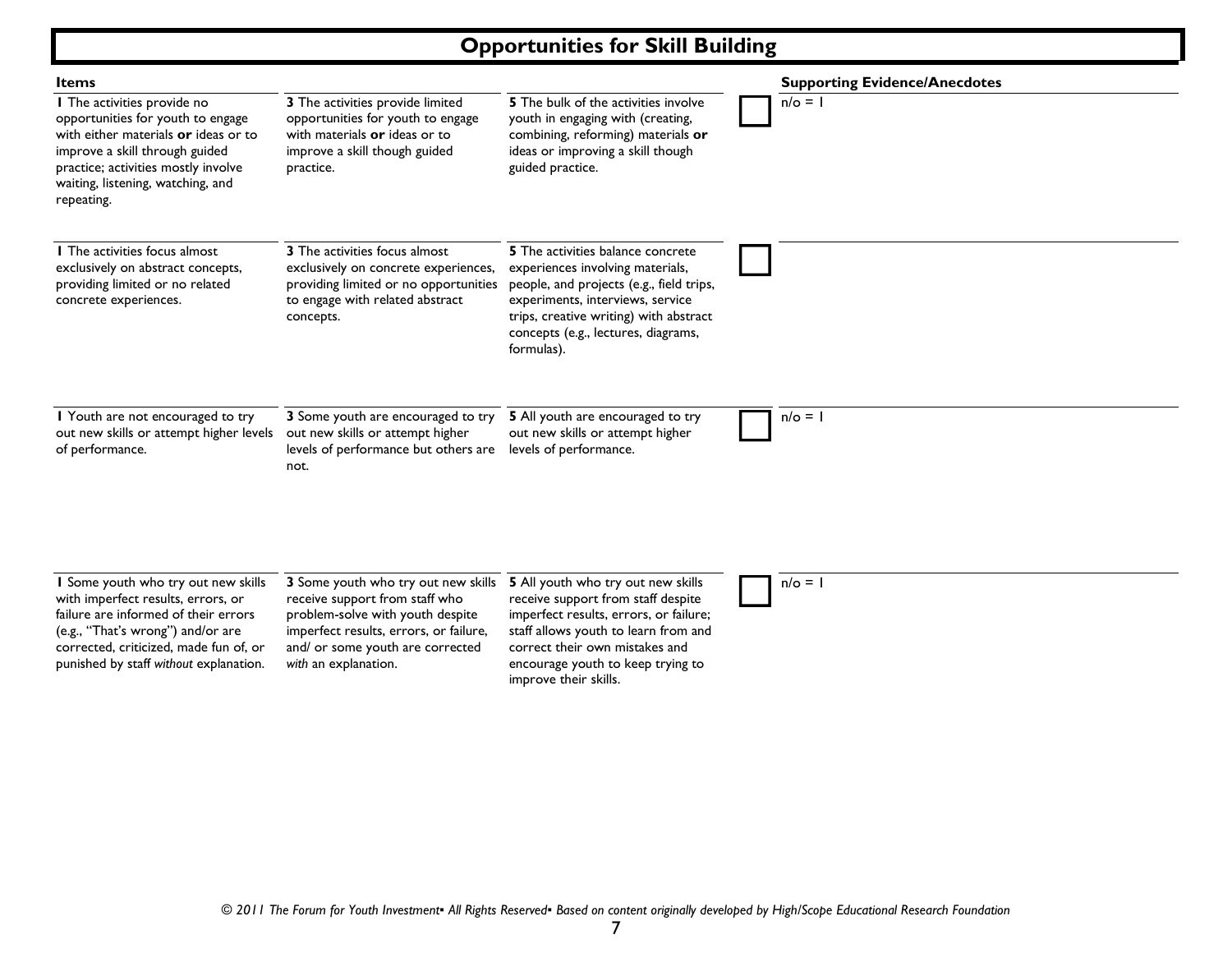## Opportunities for Skill Building

| Items | | | | Supporting Evidence/Anecdotes |
|---|---|---|---|---|
| **1** The activities provide no opportunities for youth to engage with either materials **or** ideas or to improve a skill through guided practice; activities mostly involve waiting, listening, watching, and repeating. | **3** The activities provide limited opportunities for youth to engage with materials **or** ideas or to improve a skill though guided practice. | **5** The bulk of the activities involve youth in engaging with (creating, combining, reforming) materials **or** ideas or improving a skill though guided practice. | ☐ | n/o = 1 |
| **1** The activities focus almost exclusively on abstract concepts, providing limited or no related concrete experiences. | **3** The activities focus almost exclusively on concrete experiences, providing limited or no opportunities to engage with related abstract concepts. | **5** The activities balance concrete experiences involving materials, people, and projects (e.g., field trips, experiments, interviews, service trips, creative writing) with abstract concepts (e.g., lectures, diagrams, formulas). | ☐ | |
| **1** Youth are not encouraged to try out new skills or attempt higher levels of performance. | **3** Some youth are encouraged to try out new skills or attempt higher levels of performance but others are not. | **5** All youth are encouraged to try out new skills or attempt higher levels of performance. | ☐ | n/o = 1 |
| **1** Some youth who try out new skills with imperfect results, errors, or failure are informed of their errors (e.g., "That's wrong") and/or are corrected, criticized, made fun of, or punished by staff *without* explanation. | **3** Some youth who try out new skills receive support from staff who problem-solve with youth despite imperfect results, errors, or failure, and/ or some youth are corrected *with* an explanation. | **5** All youth who try out new skills receive support from staff despite imperfect results, errors, or failure; staff allows youth to learn from and correct their own mistakes and encourage youth to keep trying to improve their skills. | ☐ | n/o = 1 |

*© 2011 The Forum for Youth Investment▪ All Rights Reserved▪ Based on content originally developed by High/Scope Educational Research Foundation*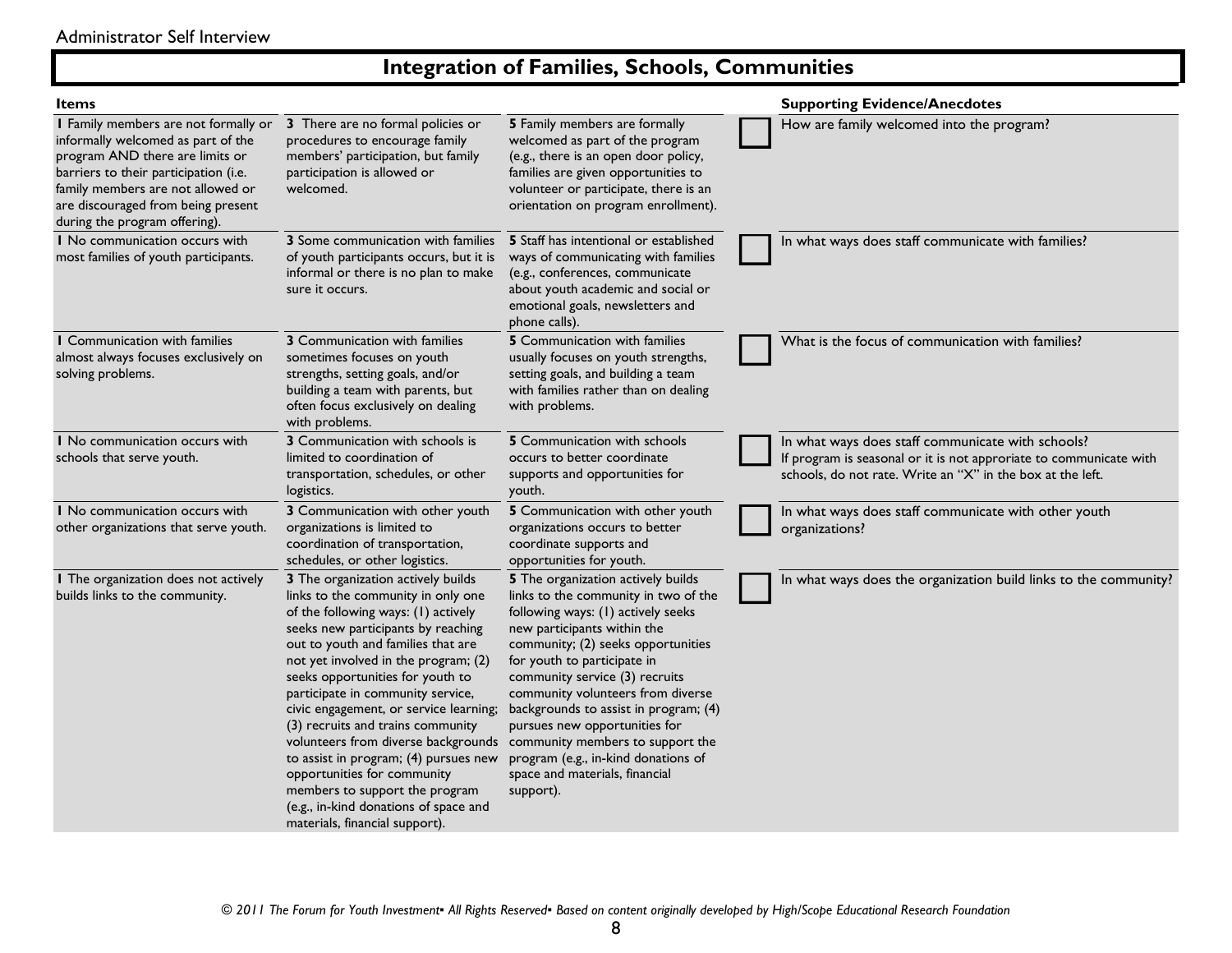Administrator Self Interview

## Integration of Families, Schools, Communities

| Items | | | | Supporting Evidence/Anecdotes |
|---|---|---|---|---|
| **1** Family members are not formally or informally welcomed as part of the program AND there are limits or barriers to their participation (i.e. family members are not allowed or are discouraged from being present during the program offering). | **3** There are no formal policies or procedures to encourage family members' participation, but family participation is allowed or welcomed. | **5** Family members are formally welcomed as part of the program (e.g., there is an open door policy, families are given opportunities to volunteer or participate, there is an orientation on program enrollment). | ☐ | How are family welcomed into the program? |
| **1** No communication occurs with most families of youth participants. | **3** Some communication with families of youth participants occurs, but it is informal or there is no plan to make sure it occurs. | **5** Staff has intentional or established ways of communicating with families (e.g., conferences, communicate about youth academic and social or emotional goals, newsletters and phone calls). | ☐ | In what ways does staff communicate with families? |
| **1** Communication with families almost always focuses exclusively on solving problems. | **3** Communication with families sometimes focuses on youth strengths, setting goals, and/or building a team with parents, but often focus exclusively on dealing with problems. | **5** Communication with families usually focuses on youth strengths, setting goals, and building a team with families rather than on dealing with problems. | ☐ | What is the focus of communication with families? |
| **1** No communication occurs with schools that serve youth. | **3** Communication with schools is limited to coordination of transportation, schedules, or other logistics. | **5** Communication with schools occurs to better coordinate supports and opportunities for youth. | ☐ | In what ways does staff communicate with schools? If program is seasonal or it is not approriate to communicate with schools, do not rate. Write an "X" in the box at the left. |
| **1** No communication occurs with other organizations that serve youth. | **3** Communication with other youth organizations is limited to coordination of transportation, schedules, or other logistics. | **5** Communication with other youth organizations occurs to better coordinate supports and opportunities for youth. | ☐ | In what ways does staff communicate with other youth organizations? |
| **1** The organization does not actively builds links to the community. | **3** The organization actively builds links to the community in only one of the following ways: (1) actively seeks new participants by reaching out to youth and families that are not yet involved in the program; (2) seeks opportunities for youth to participate in community service, civic engagement, or service learning; (3) recruits and trains community volunteers from diverse backgrounds to assist in program; (4) pursues new opportunities for community members to support the program (e.g., in-kind donations of space and materials, financial support). | **5** The organization actively builds links to the community in two of the following ways: (1) actively seeks new participants within the community; (2) seeks opportunities for youth to participate in community service (3) recruits community volunteers from diverse backgrounds to assist in program; (4) pursues new opportunities for community members to support the program (e.g., in-kind donations of space and materials, financial support). | ☐ | In what ways does the organization build links to the community? |

*© 2011 The Forum for Youth Investment▪ All Rights Reserved▪ Based on content originally developed by High/Scope Educational Research Foundation*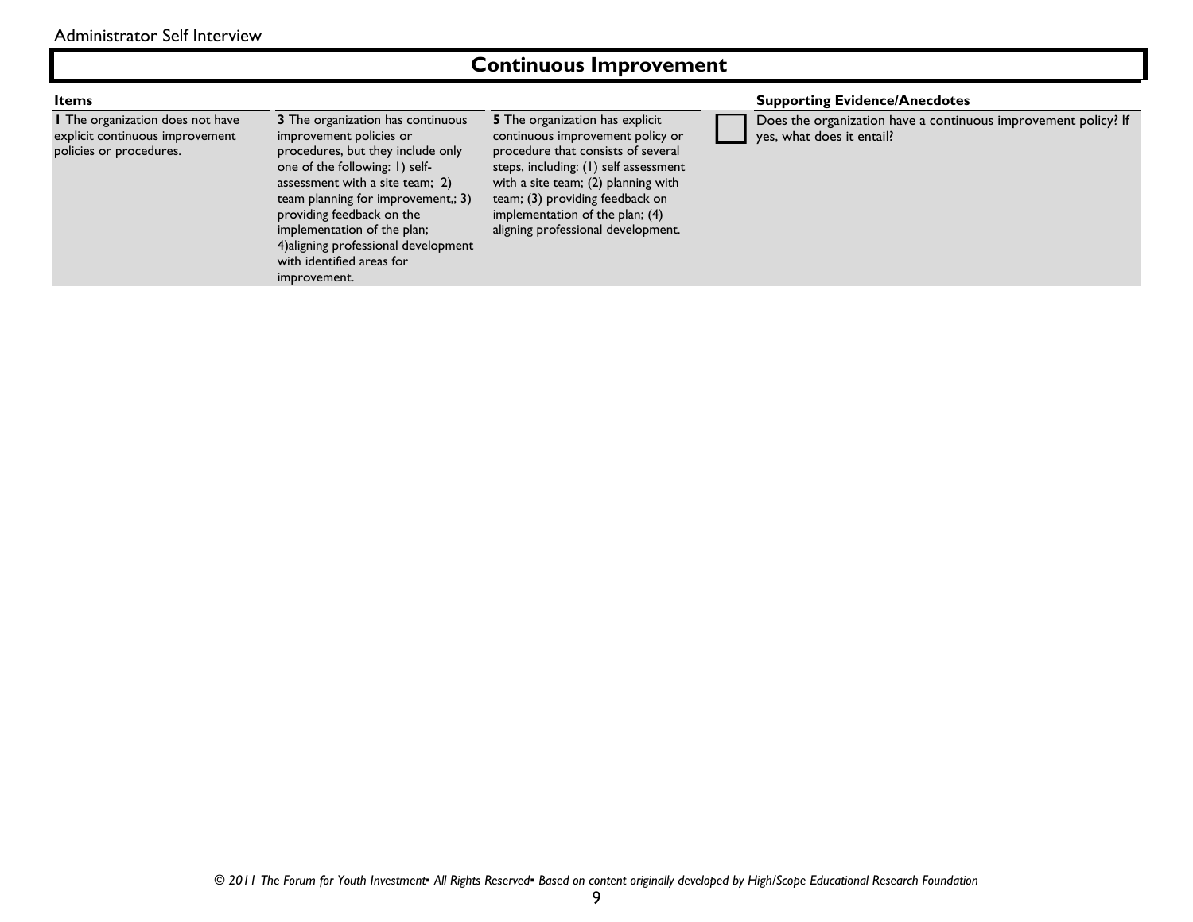## Continuous Improvement

| Items | | | | Supporting Evidence/Anecdotes |
|---|---|---|---|---|
| **1** The organization does not have explicit continuous improvement policies or procedures. | **3** The organization has continuous improvement policies or procedures, but they include only one of the following: 1) self-assessment with a site team; 2) team planning for improvement,; 3) providing feedback on the implementation of the plan; 4)aligning professional development with identified areas for improvement. | **5** The organization has explicit continuous improvement policy or procedure that consists of several steps, including: (1) self assessment with a site team; (2) planning with team; (3) providing feedback on implementation of the plan; (4) aligning professional development. | ☐ | Does the organization have a continuous improvement policy? If yes, what does it entail? |

*© 2011 The Forum for Youth Investment▪ All Rights Reserved▪ Based on content originally developed by High/Scope Educational Research Foundation*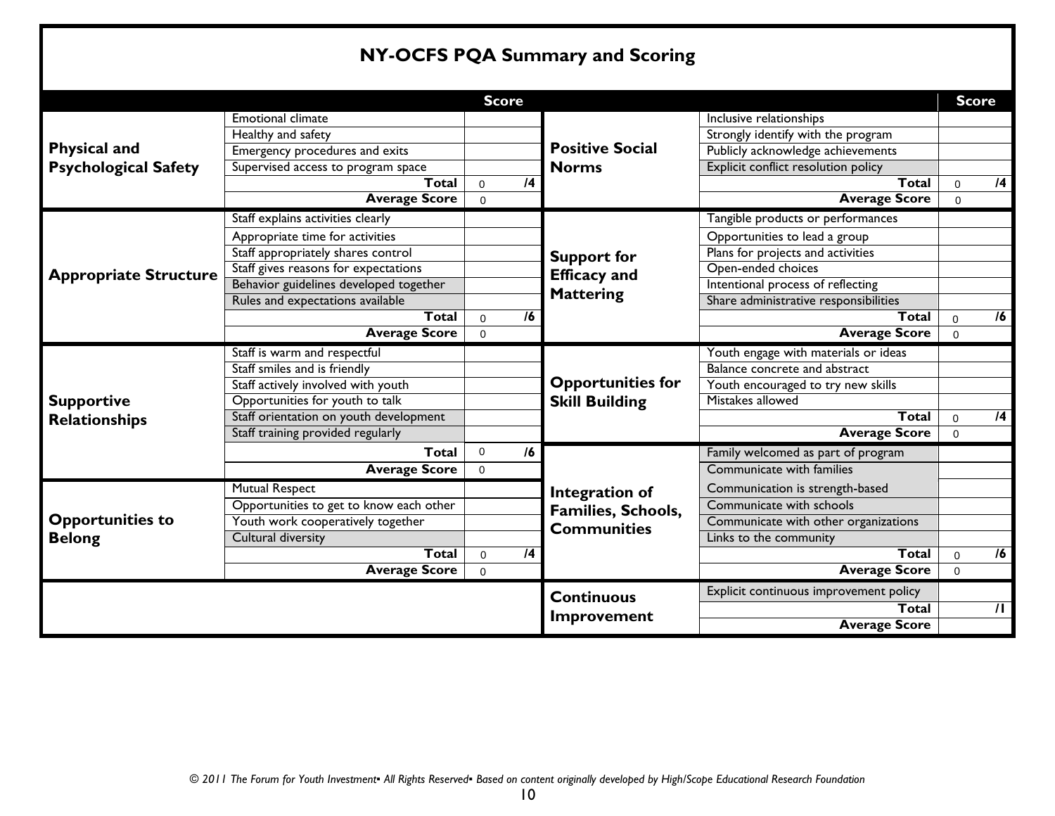# NY-OCFS PQA Summary and Scoring

| | | Score | | | | Score | |
|---|---|---|---|---|---|---|---|
| **Physical and Psychological Safety** | Emotional climate | | | **Positive Social Norms** | Inclusive relationships | | |
| | Healthy and safety | | | | Strongly identify with the program | | |
| | Emergency procedures and exits | | | | Publicly acknowledge achievements | | |
| | Supervised access to program space | | | | Explicit conflict resolution policy | | |
| | **Total** | 0 | /4 | | **Total** | 0 | /4 |
| | **Average Score** | 0 | | | **Average Score** | 0 | |
| **Appropriate Structure** | Staff explains activities clearly | | | **Support for Efficacy and Mattering** | Tangible products or performances | | |
| | Appropriate time for activities | | | | Opportunities to lead a group | | |
| | Staff appropriately shares control | | | | Plans for projects and activities | | |
| | Staff gives reasons for expectations | | | | Open-ended choices | | |
| | Behavior guidelines developed together | | | | Intentional process of reflecting | | |
| | Rules and expectations available | | | | Share administrative responsibilities | | |
| | **Total** | 0 | /6 | | **Total** | 0 | /6 |
| | **Average Score** | 0 | | | **Average Score** | 0 | |
| **Supportive Relationships** | Staff is warm and respectful | | | **Opportunities for Skill Building** | Youth engage with materials or ideas | | |
| | Staff smiles and is friendly | | | | Balance concrete and abstract | | |
| | Staff actively involved with youth | | | | Youth encouraged to try new skills | | |
| | Opportunities for youth to talk | | | | Mistakes allowed | | |
| | Staff orientation on youth development | | | | **Total** | 0 | /4 |
| | Staff training provided regularly | | | | **Average Score** | 0 | |
| | **Total** | 0 | /6 | **Integration of Families, Schools, Communities** | Family welcomed as part of program | | |
| | **Average Score** | 0 | | | Communicate with families | | |
| **Opportunities to Belong** | Mutual Respect | | | | Communication is strength-based | | |
| | Opportunities to get to know each other | | | | Communicate with schools | | |
| | Youth work cooperatively together | | | | Communicate with other organizations | | |
| | Cultural diversity | | | | Links to the community | | |
| | **Total** | 0 | /4 | | **Total** | 0 | /6 |
| | **Average Score** | 0 | | | **Average Score** | 0 | |
| | | | | **Continuous Improvement** | Explicit continuous improvement policy | | |
| | | | | | **Total** | | /1 |
| | | | | | **Average Score** | | |

*© 2011 The Forum for Youth Investment▪ All Rights Reserved▪ Based on content originally developed by High/Scope Educational Research Foundation*